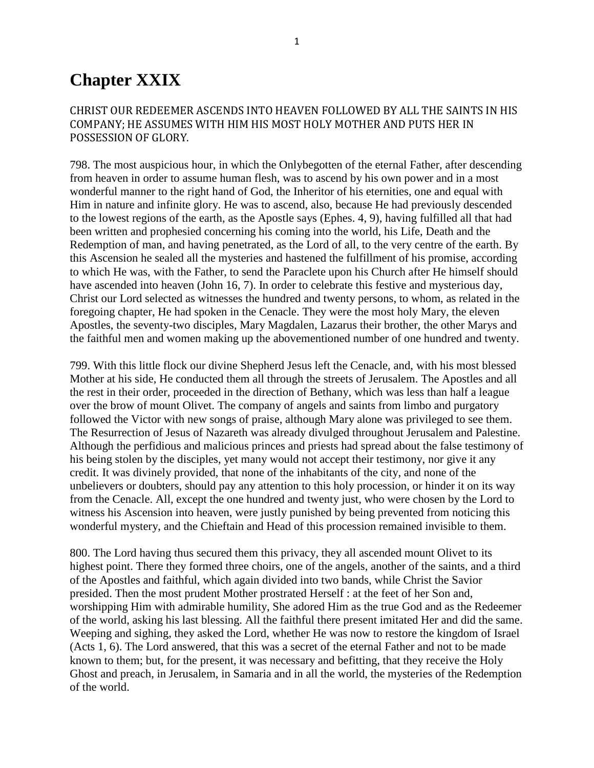# Chapter XXIX

## CHRIST OUR REDEEMER ASCENDS INTO HEAVEN FOLLOWED BY ALL THE SAINTS IN HIS COMPANY; HE ASSUMES WITH HIM HIS MOST HOLY MOTHER AND PUTS HER IN POSSESSION OF GLORY.

798. The most auspicious hour, in which the Onlybegotten of the eternal Father, after descending from heaven in order to assume human flesh, was to ascend by his own power and in a most wonderful manner to the right hand of God, the Inheritor of his eternities, one and equal with Him in nature and infinite glory. He was to ascend, also, because He had previously descended to the lowest regions of the earth, as the Apostle says (Ephes. 4, 9), having fulfilled all that had been written and prophesied concerning his coming into the world, his Life, Death and the Redemption of man, and having penetrated, as the Lord of all, to the very centre of the earth. By this Ascension he sealed all the mysteries and hastened the fulfillment of his promise, according to which He was, with the Father, to send the Paraclete upon his Church after He himself should have ascended into heaven (John 16, 7). In order to celebrate this festive and mysterious day, Christ our Lord selected as witnesses the hundred and twenty persons, to whom, as related in the foregoing chapter, He had spoken in the Cenacle. They were the most holy Mary, the eleven Apostles, the seventy-two disciples, Mary Magdalen, Lazarus their brother, the other Marys and the faithful men and women making up the abovementioned number of one hundred and twenty.

799. With this little flock our divine Shepherd Jesus left the Cenacle, and, with his most blessed Mother at his side, He conducted them all through the streets of Jerusalem. The Apostles and all the rest in their order, proceeded in the direction of Bethany, which was less than half a league over the brow of mount Olivet. The company of angels and saints from limbo and purgatory followed the Victor with new songs of praise, although Mary alone was privileged to see them. The Resurrection of Jesus of Nazareth was already divulged throughout Jerusalem and Palestine. Although the perfidious and malicious princes and priests had spread about the false testimony of his being stolen by the disciples, yet many would not accept their testimony, nor give it any credit. It was divinely provided, that none of the inhabitants of the city, and none of the unbelievers or doubters, should pay any attention to this holy procession, or hinder it on its way from the Cenacle. All, except the one hundred and twenty just, who were chosen by the Lord to witness his Ascension into heaven, were justly punished by being prevented from noticing this wonderful mystery, and the Chieftain and Head of this procession remained invisible to them.

800. The Lord having thus secured them this privacy, they all ascended mount Olivet to its highest point. There they formed three choirs, one of the angels, another of the saints, and a third of the Apostles and faithful, which again divided into two bands, while Christ the Savior presided. Then the most prudent Mother prostrated Herself : at the feet of her Son and, worshipping Him with admirable humility, She adored Him as the true God and as the Redeemer of the world, asking his last blessing. All the faithful there present imitated Her and did the same. Weeping and sighing, they asked the Lord, whether He was now to restore the kingdom of Israel (Acts 1, 6). The Lord answered, that this was a secret of the eternal Father and not to be made known to them; but, for the present, it was necessary and befitting, that they receive the Holy Ghost and preach, in Jerusalem, in Samaria and in all the world, the mysteries of the Redemption of the world.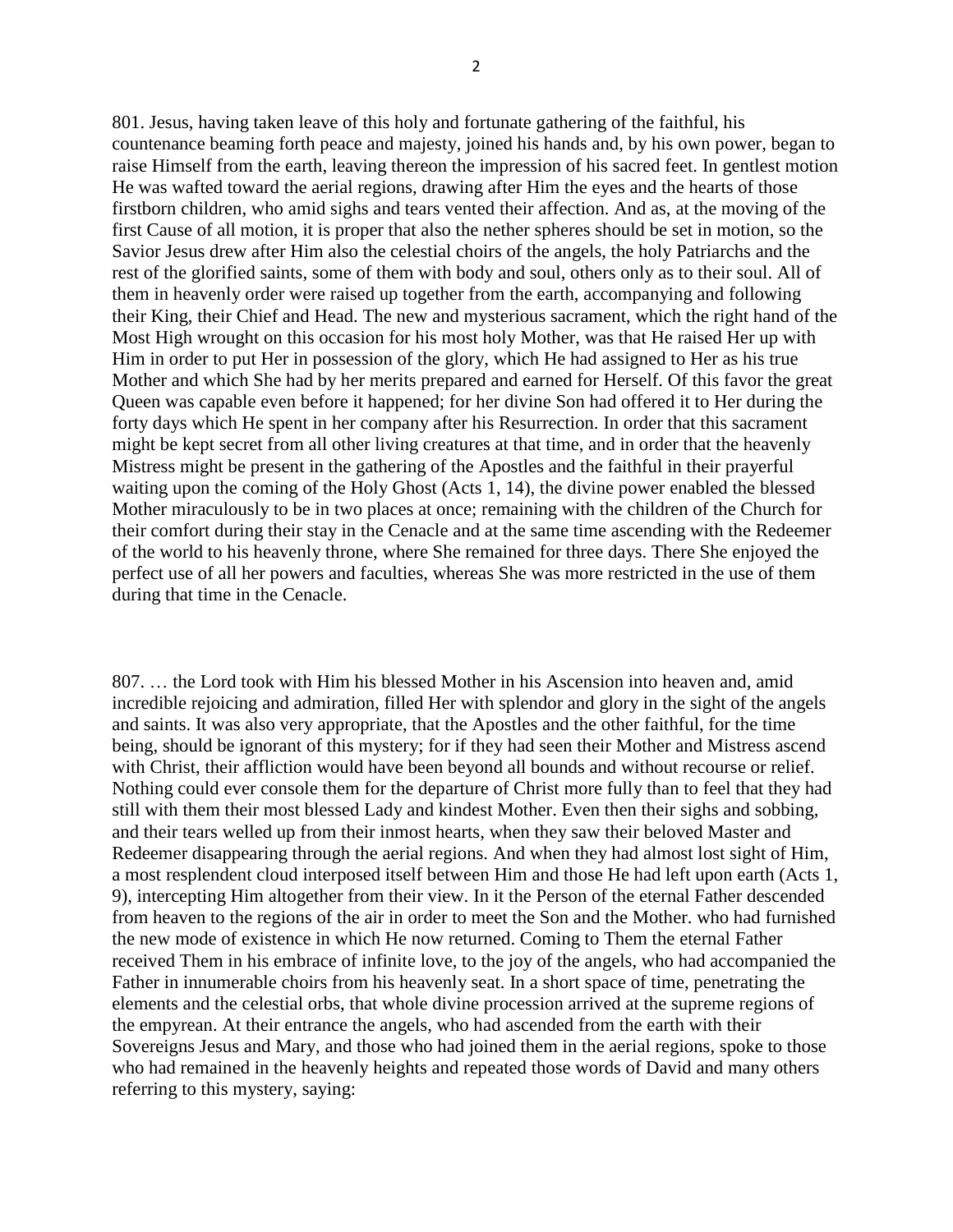801. Jesus, having taken leave of this holy and fortunate gathering of the faithful, his countenance beaming forth peace and majesty, joined his hands and, by his own power, began to raise Himself from the earth, leaving thereon the impression of his sacred feet. In gentlest motion He was wafted toward the aerial regions, drawing after Him the eyes and the hearts of those firstborn children, who amid sighs and tears vented their affection. And as, at the moving of the first Cause of all motion, it is proper that also the nether spheres should be set in motion, so the Savior Jesus drew after Him also the celestial choirs of the angels, the holy Patriarchs and the rest of the glorified saints, some of them with body and soul, others only as to their soul. All of them in heavenly order were raised up together from the earth, accompanying and following their King, their Chief and Head. The new and mysterious sacrament, which the right hand of the Most High wrought on this occasion for his most holy Mother, was that He raised Her up with Him in order to put Her in possession of the glory, which He had assigned to Her as his true Mother and which She had by her merits prepared and earned for Herself. Of this favor the great Queen was capable even before it happened; for her divine Son had offered it to Her during the forty days which He spent in her company after his Resurrection. In order that this sacrament might be kept secret from all other living creatures at that time, and in order that the heavenly Mistress might be present in the gathering of the Apostles and the faithful in their prayerful waiting upon the coming of the Holy Ghost (Acts 1, 14), the divine power enabled the blessed Mother miraculously to be in two places at once; remaining with the children of the Church for their comfort during their stay in the Cenacle and at the same time ascending with the Redeemer of the world to his heavenly throne, where She remained for three days. There She enjoyed the perfect use of all her powers and faculties, whereas She was more restricted in the use of them during that time in the Cenacle.

807. … the Lord took with Him his blessed Mother in his Ascension into heaven and, amid incredible rejoicing and admiration, filled Her with splendor and glory in the sight of the angels and saints. It was also very appropriate, that the Apostles and the other faithful, for the time being, should be ignorant of this mystery; for if they had seen their Mother and Mistress ascend with Christ, their affliction would have been beyond all bounds and without recourse or relief. Nothing could ever console them for the departure of Christ more fully than to feel that they had still with them their most blessed Lady and kindest Mother. Even then their sighs and sobbing, and their tears welled up from their inmost hearts, when they saw their beloved Master and Redeemer disappearing through the aerial regions. And when they had almost lost sight of Him, a most resplendent cloud interposed itself between Him and those He had left upon earth (Acts 1, 9), intercepting Him altogether from their view. In it the Person of the eternal Father descended from heaven to the regions of the air in order to meet the Son and the Mother. who had furnished the new mode of existence in which He now returned. Coming to Them the eternal Father received Them in his embrace of infinite love, to the joy of the angels, who had accompanied the Father in innumerable choirs from his heavenly seat. In a short space of time, penetrating the elements and the celestial orbs, that whole divine procession arrived at the supreme regions of the empyrean. At their entrance the angels, who had ascended from the earth with their Sovereigns Jesus and Mary, and those who had joined them in the aerial regions, spoke to those who had remained in the heavenly heights and repeated those words of David and many others referring to this mystery, saying: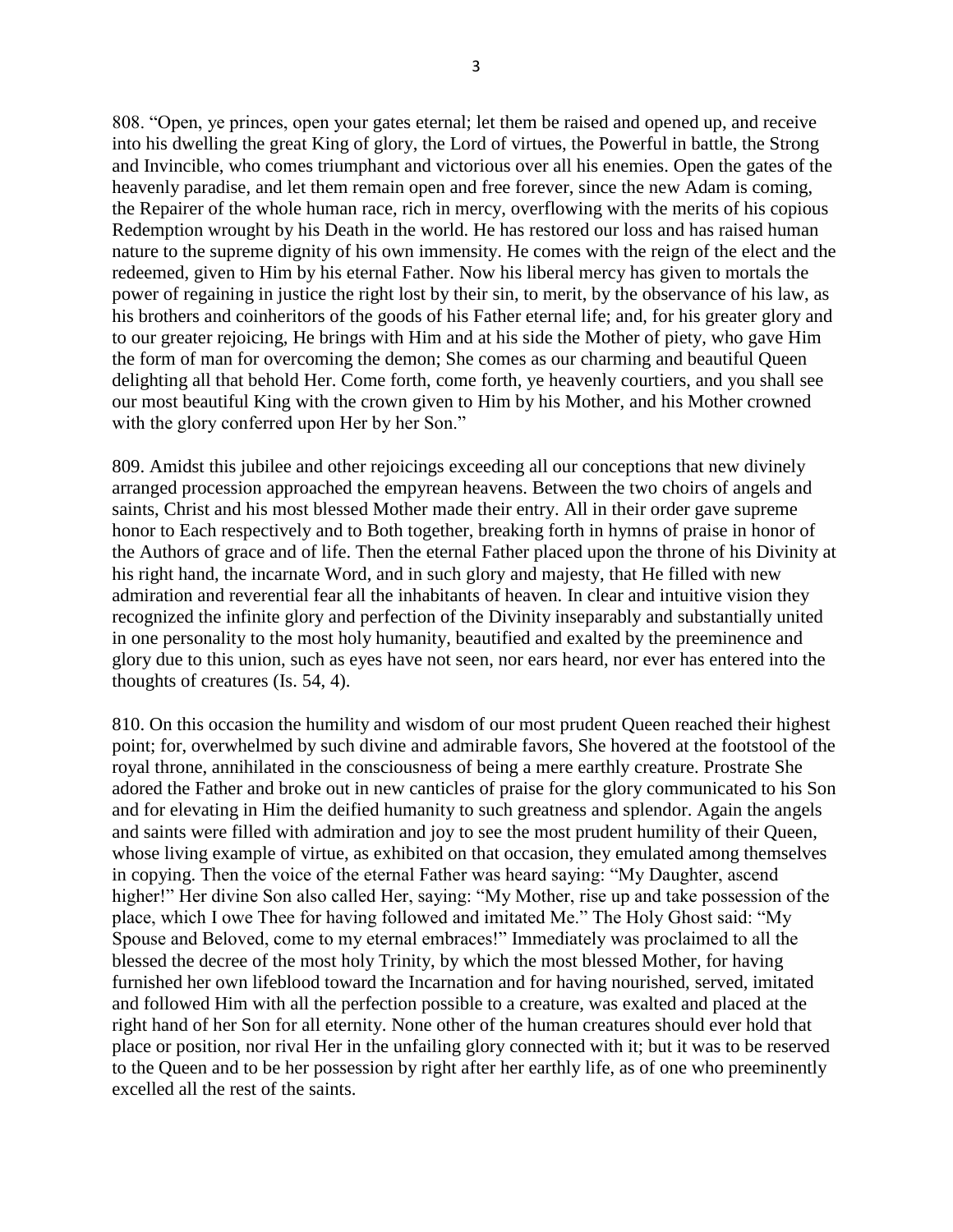808. "Open, ye princes, open your gates eternal; let them be raised and opened up, and receive into his dwelling the great King of glory, the Lord of virtues, the Powerful in battle, the Strong and Invincible, who comes triumphant and victorious over all his enemies. Open the gates of the heavenly paradise, and let them remain open and free forever, since the new Adam is coming, the Repairer of the whole human race, rich in mercy, overflowing with the merits of his copious Redemption wrought by his Death in the world. He has restored our loss and has raised human nature to the supreme dignity of his own immensity. He comes with the reign of the elect and the redeemed, given to Him by his eternal Father. Now his liberal mercy has given to mortals the power of regaining in justice the right lost by their sin, to merit, by the observance of his law, as his brothers and coinheritors of the goods of his Father eternal life; and, for his greater glory and to our greater rejoicing, He brings with Him and at his side the Mother of piety, who gave Him the form of man for overcoming the demon; She comes as our charming and beautiful Queen delighting all that behold Her. Come forth, come forth, ye heavenly courtiers, and you shall see our most beautiful King with the crown given to Him by his Mother, and his Mother crowned with the glory conferred upon Her by her Son."

809. Amidst this jubilee and other rejoicings exceeding all our conceptions that new divinely arranged procession approached the empyrean heavens. Between the two choirs of angels and saints, Christ and his most blessed Mother made their entry. All in their order gave supreme honor to Each respectively and to Both together, breaking forth in hymns of praise in honor of the Authors of grace and of life. Then the eternal Father placed upon the throne of his Divinity at his right hand, the incarnate Word, and in such glory and majesty, that He filled with new admiration and reverential fear all the inhabitants of heaven. In clear and intuitive vision they recognized the infinite glory and perfection of the Divinity inseparably and substantially united in one personality to the most holy humanity, beautified and exalted by the preeminence and glory due to this union, such as eyes have not seen, nor ears heard, nor ever has entered into the thoughts of creatures (Is. 54, 4).

810. On this occasion the humility and wisdom of our most prudent Queen reached their highest point; for, overwhelmed by such divine and admirable favors, She hovered at the footstool of the royal throne, annihilated in the consciousness of being a mere earthly creature. Prostrate She adored the Father and broke out in new canticles of praise for the glory communicated to his Son and for elevating in Him the deified humanity to such greatness and splendor. Again the angels and saints were filled with admiration and joy to see the most prudent humility of their Queen, whose living example of virtue, as exhibited on that occasion, they emulated among themselves in copying. Then the voice of the eternal Father was heard saying: "My Daughter, ascend higher!" Her divine Son also called Her, saying: "My Mother, rise up and take possession of the place, which I owe Thee for having followed and imitated Me." The Holy Ghost said: "My Spouse and Beloved, come to my eternal embraces!" Immediately was proclaimed to all the blessed the decree of the most holy Trinity, by which the most blessed Mother, for having furnished her own lifeblood toward the Incarnation and for having nourished, served, imitated and followed Him with all the perfection possible to a creature, was exalted and placed at the right hand of her Son for all eternity. None other of the human creatures should ever hold that place or position, nor rival Her in the unfailing glory connected with it; but it was to be reserved to the Queen and to be her possession by right after her earthly life, as of one who preeminently excelled all the rest of the saints.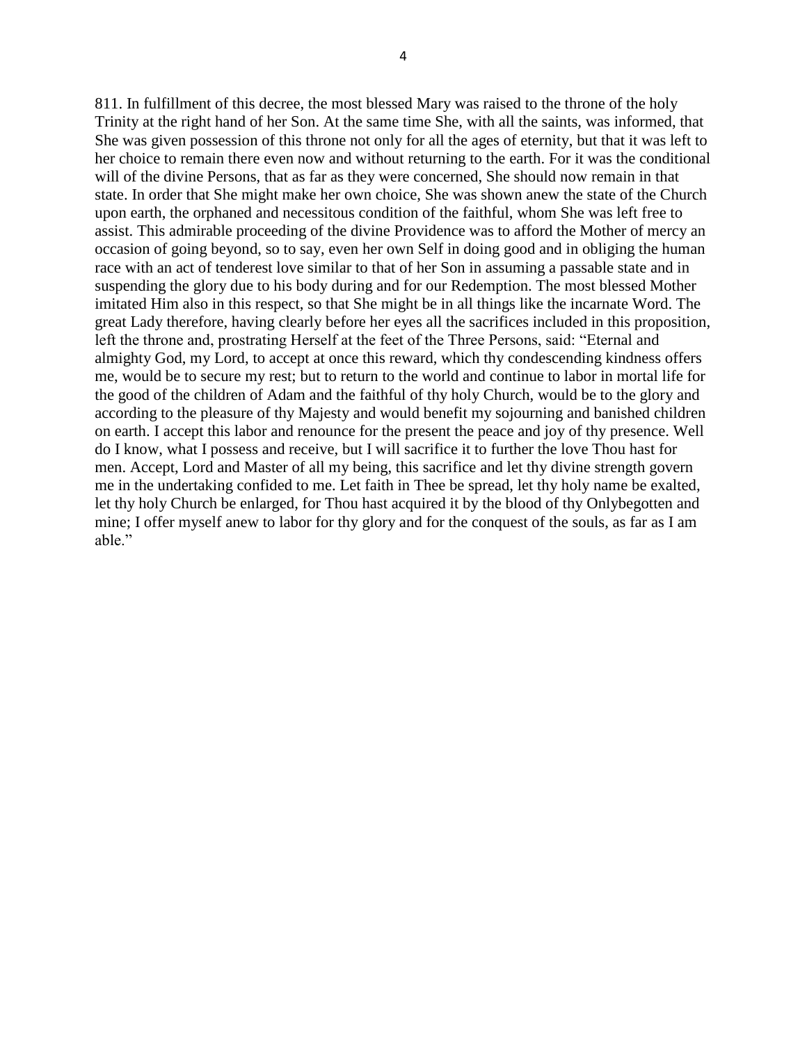811. In fulfillment of this decree, the most blessed Mary was raised to the throne of the holy Trinity at the right hand of her Son. At the same time She, with all the saints, was informed, that She was given possession of this throne not only for all the ages of eternity, but that it was left to her choice to remain there even now and without returning to the earth. For it was the conditional will of the divine Persons, that as far as they were concerned, She should now remain in that state. In order that She might make her own choice, She was shown anew the state of the Church upon earth, the orphaned and necessitous condition of the faithful, whom She was left free to assist. This admirable proceeding of the divine Providence was to afford the Mother of mercy an occasion of going beyond, so to say, even her own Self in doing good and in obliging the human race with an act of tenderest love similar to that of her Son in assuming a passable state and in suspending the glory due to his body during and for our Redemption. The most blessed Mother imitated Him also in this respect, so that She might be in all things like the incarnate Word. The great Lady therefore, having clearly before her eyes all the sacrifices included in this proposition, left the throne and, prostrating Herself at the feet of the Three Persons, said: "Eternal and almighty God, my Lord, to accept at once this reward, which thy condescending kindness offers me, would be to secure my rest; but to return to the world and continue to labor in mortal life for the good of the children of Adam and the faithful of thy holy Church, would be to the glory and according to the pleasure of thy Majesty and would benefit my sojourning and banished children on earth. I accept this labor and renounce for the present the peace and joy of thy presence. Well do I know, what I possess and receive, but I will sacrifice it to further the love Thou hast for men. Accept, Lord and Master of all my being, this sacrifice and let thy divine strength govern me in the undertaking confided to me. Let faith in Thee be spread, let thy holy name be exalted, let thy holy Church be enlarged, for Thou hast acquired it by the blood of thy Onlybegotten and mine; I offer myself anew to labor for thy glory and for the conquest of the souls, as far as I am able."